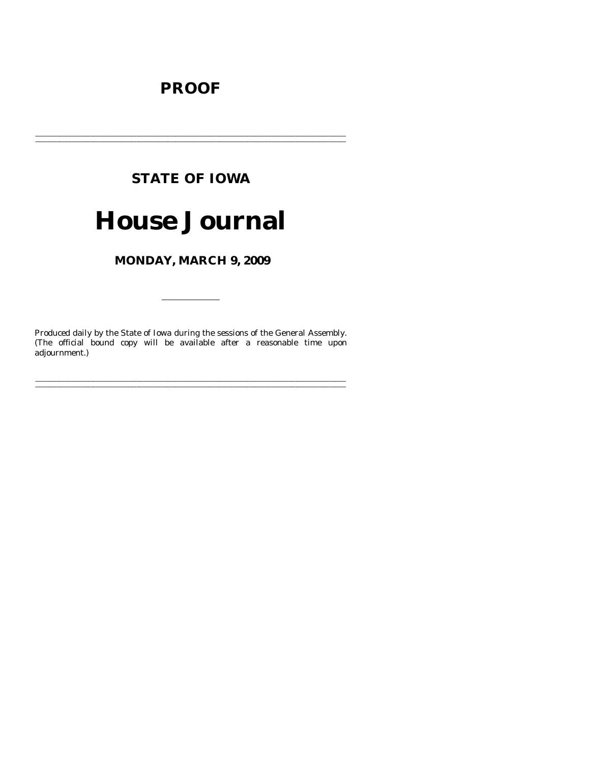# PROOF

---

## STATE OF IOWA

# House Journal

### MONDAY, MARCH 9, 2009

---

Produced daily by the State of Iowa during the sessions of the General Assembly. (The official bound copy will be available after a reasonable time upon adjournment.)

---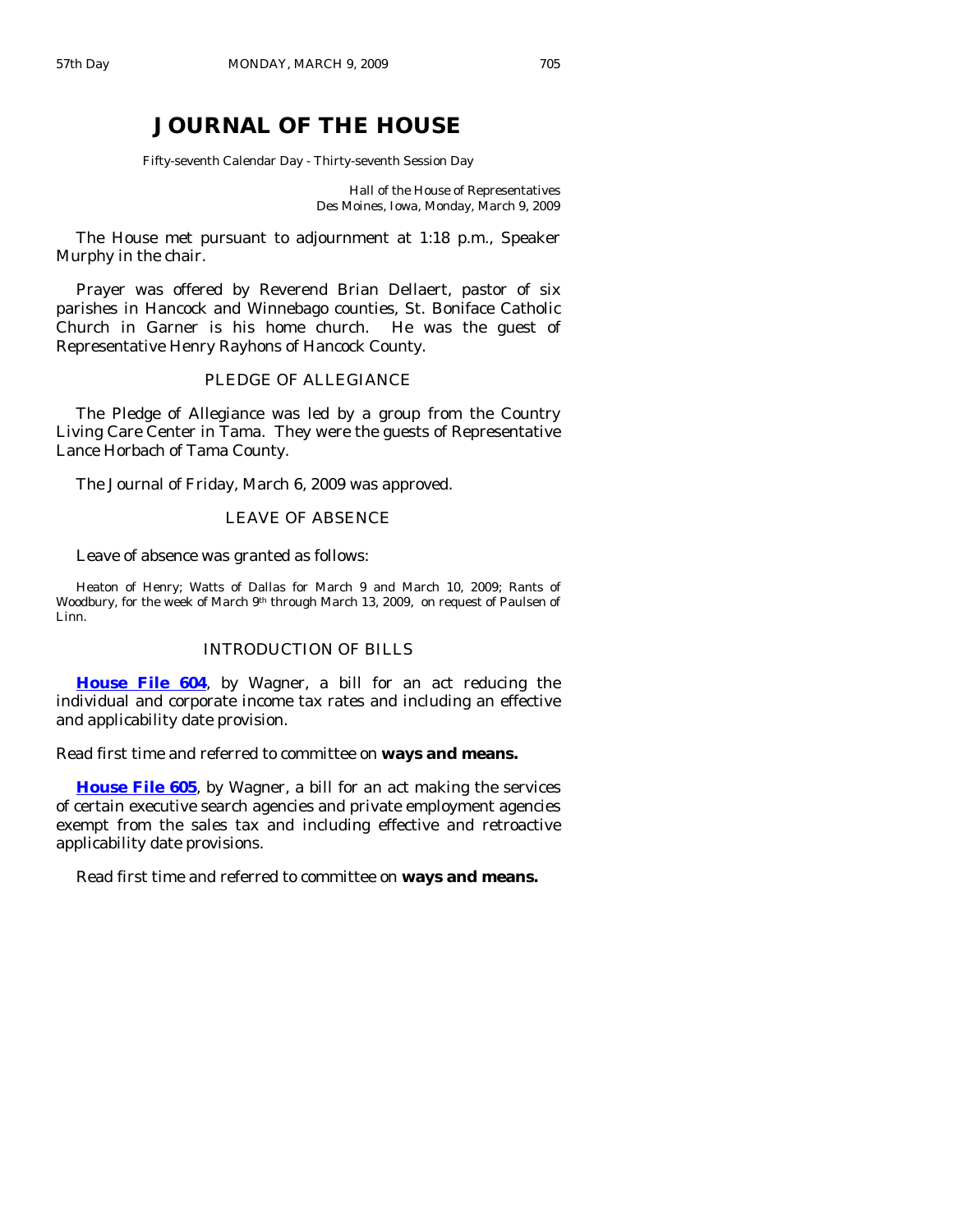# JOURNAL OF THE HOUSE

Fifty-seventh Calendar Day - Thirty-seventh Session Day

Hall of the House of Representatives
Des Moines, Iowa, Monday, March 9, 2009

The House met pursuant to adjournment at 1:18 p.m., Speaker Murphy in the chair.

Prayer was offered by Reverend Brian Dellaert, pastor of six parishes in Hancock and Winnebago counties, St. Boniface Catholic Church in Garner is his home church. He was the guest of Representative Henry Rayhons of Hancock County.

## PLEDGE OF ALLEGIANCE

The Pledge of Allegiance was led by a group from the Country Living Care Center in Tama. They were the guests of Representative Lance Horbach of Tama County.

The Journal of Friday, March 6, 2009 was approved.

## LEAVE OF ABSENCE

Leave of absence was granted as follows:

Heaton of Henry; Watts of Dallas for March 9 and March 10, 2009; Rants of Woodbury, for the week of March 9th through March 13, 2009, on request of Paulsen of Linn.

## INTRODUCTION OF BILLS

**House File 604**, by Wagner, a bill for an act reducing the individual and corporate income tax rates and including an effective and applicability date provision.

Read first time and referred to committee on **ways and means.**

**House File 605**, by Wagner, a bill for an act making the services of certain executive search agencies and private employment agencies exempt from the sales tax and including effective and retroactive applicability date provisions.

Read first time and referred to committee on **ways and means.**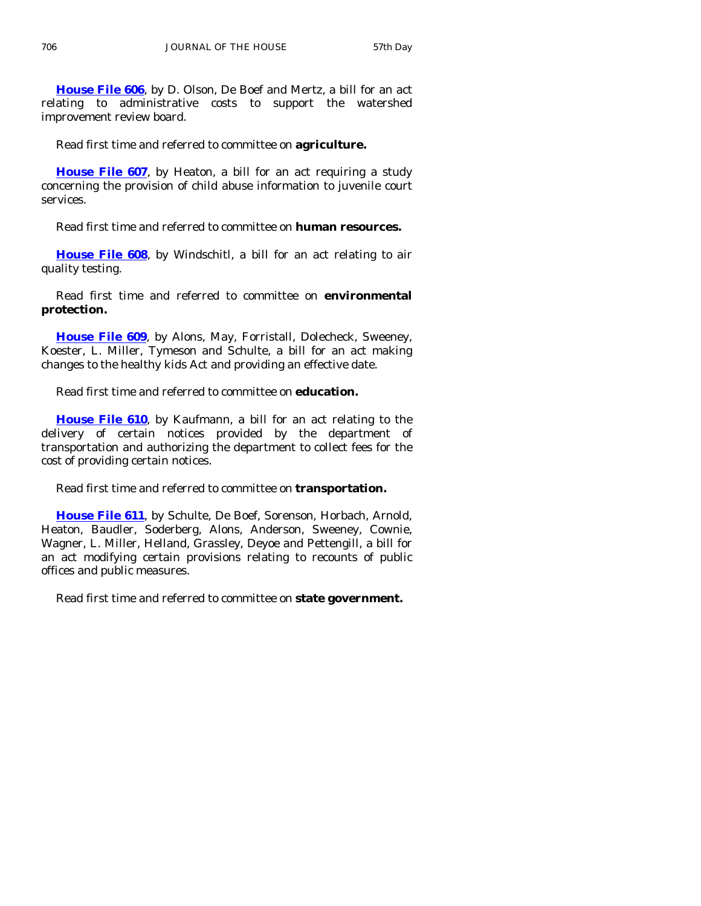**House File 606**, by D. Olson, De Boef and Mertz, a bill for an act relating to administrative costs to support the watershed improvement review board.

Read first time and referred to committee on **agriculture.**

**House File 607**, by Heaton, a bill for an act requiring a study concerning the provision of child abuse information to juvenile court services.

Read first time and referred to committee on **human resources.**

**House File 608**, by Windschitl, a bill for an act relating to air quality testing.

Read first time and referred to committee on **environmental protection.**

**House File 609**, by Alons, May, Forristall, Dolecheck, Sweeney, Koester, L. Miller, Tymeson and Schulte, a bill for an act making changes to the healthy kids Act and providing an effective date.

Read first time and referred to committee on **education.**

**House File 610**, by Kaufmann, a bill for an act relating to the delivery of certain notices provided by the department of transportation and authorizing the department to collect fees for the cost of providing certain notices.

Read first time and referred to committee on **transportation.**

**House File 611**, by Schulte, De Boef, Sorenson, Horbach, Arnold, Heaton, Baudler, Soderberg, Alons, Anderson, Sweeney, Cownie, Wagner, L. Miller, Helland, Grassley, Deyoe and Pettengill, a bill for an act modifying certain provisions relating to recounts of public offices and public measures.

Read first time and referred to committee on **state government.**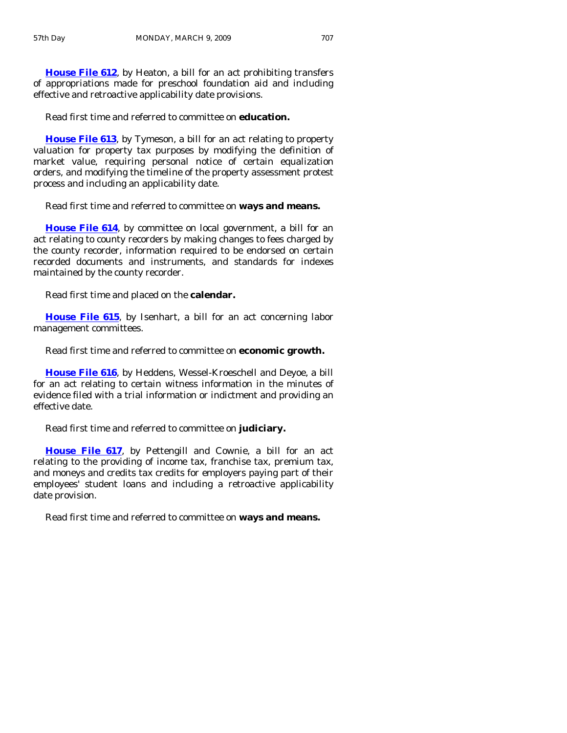**House File 612**, by Heaton, a bill for an act prohibiting transfers of appropriations made for preschool foundation aid and including effective and retroactive applicability date provisions.

Read first time and referred to committee on **education.**

**House File 613**, by Tymeson, a bill for an act relating to property valuation for property tax purposes by modifying the definition of market value, requiring personal notice of certain equalization orders, and modifying the timeline of the property assessment protest process and including an applicability date.

Read first time and referred to committee on **ways and means.**

**House File 614**, by committee on local government, a bill for an act relating to county recorders by making changes to fees charged by the county recorder, information required to be endorsed on certain recorded documents and instruments, and standards for indexes maintained by the county recorder.

Read first time and placed on the **calendar.**

**House File 615**, by Isenhart, a bill for an act concerning labor management committees.

Read first time and referred to committee on **economic growth.**

**House File 616**, by Heddens, Wessel-Kroeschell and Deyoe, a bill for an act relating to certain witness information in the minutes of evidence filed with a trial information or indictment and providing an effective date.

Read first time and referred to committee on **judiciary.**

**House File 617**, by Pettengill and Cownie, a bill for an act relating to the providing of income tax, franchise tax, premium tax, and moneys and credits tax credits for employers paying part of their employees' student loans and including a retroactive applicability date provision.

Read first time and referred to committee on **ways and means.**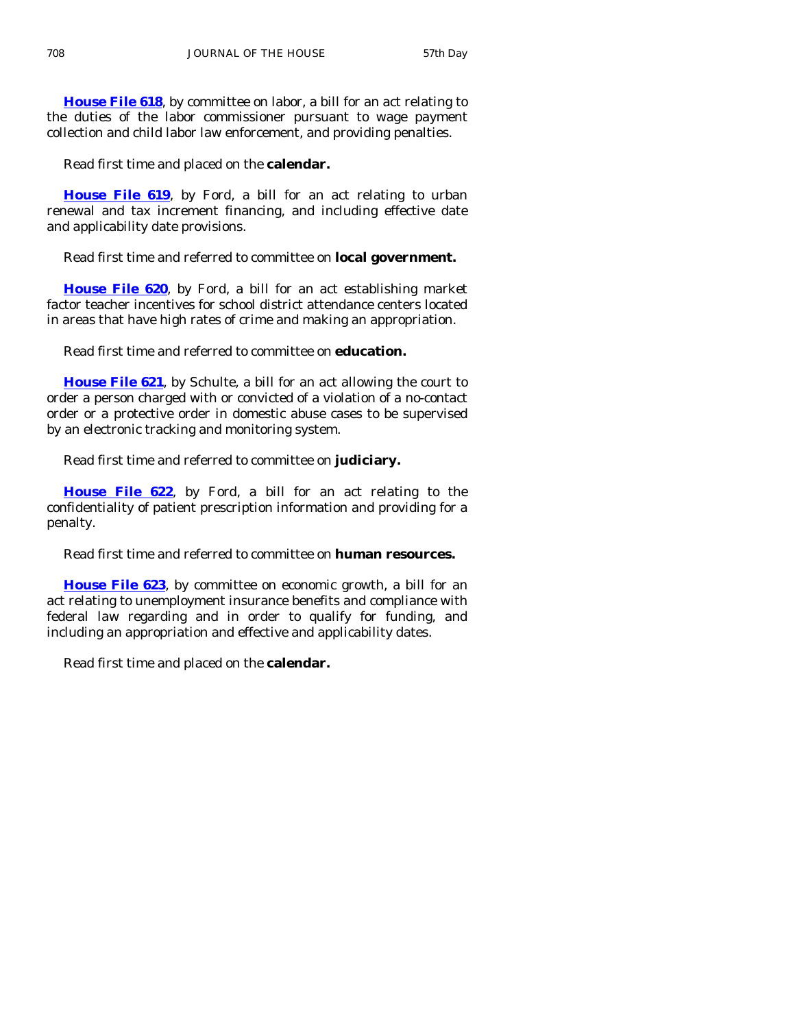**House File 618**, by committee on labor, a bill for an act relating to the duties of the labor commissioner pursuant to wage payment collection and child labor law enforcement, and providing penalties.

Read first time and placed on the **calendar.**

**House File 619**, by Ford, a bill for an act relating to urban renewal and tax increment financing, and including effective date and applicability date provisions.

Read first time and referred to committee on **local government.**

**House File 620**, by Ford, a bill for an act establishing market factor teacher incentives for school district attendance centers located in areas that have high rates of crime and making an appropriation.

Read first time and referred to committee on **education.**

**House File 621**, by Schulte, a bill for an act allowing the court to order a person charged with or convicted of a violation of a no-contact order or a protective order in domestic abuse cases to be supervised by an electronic tracking and monitoring system.

Read first time and referred to committee on **judiciary.**

**House File 622**, by Ford, a bill for an act relating to the confidentiality of patient prescription information and providing for a penalty.

Read first time and referred to committee on **human resources.**

**House File 623**, by committee on economic growth, a bill for an act relating to unemployment insurance benefits and compliance with federal law regarding and in order to qualify for funding, and including an appropriation and effective and applicability dates.

Read first time and placed on the **calendar.**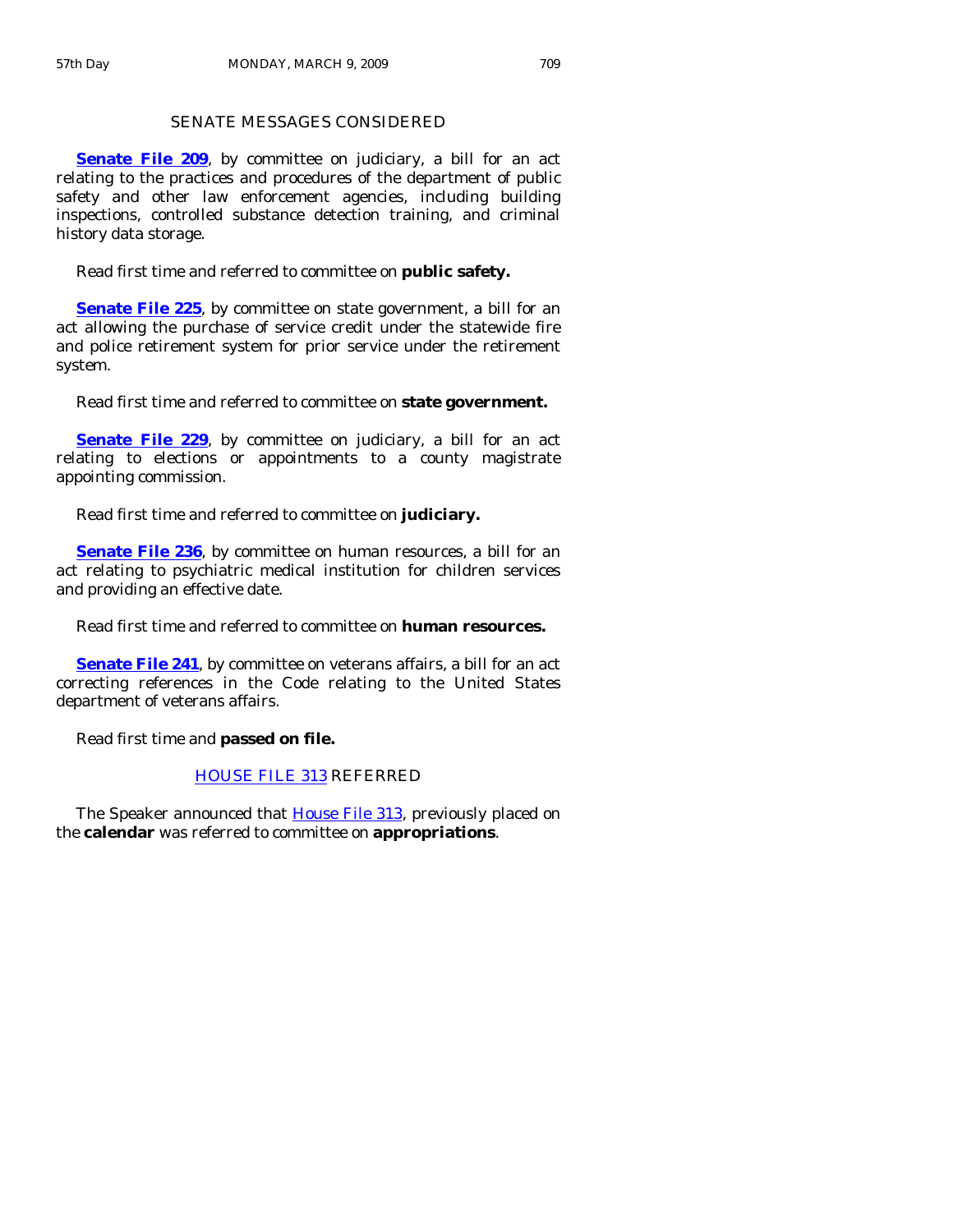## SENATE MESSAGES CONSIDERED

**Senate File 209**, by committee on judiciary, a bill for an act relating to the practices and procedures of the department of public safety and other law enforcement agencies, including building inspections, controlled substance detection training, and criminal history data storage.

Read first time and referred to committee on **public safety.**

**Senate File 225**, by committee on state government, a bill for an act allowing the purchase of service credit under the statewide fire and police retirement system for prior service under the retirement system.

Read first time and referred to committee on **state government.**

**Senate File 229**, by committee on judiciary, a bill for an act relating to elections or appointments to a county magistrate appointing commission.

Read first time and referred to committee on **judiciary.**

**Senate File 236**, by committee on human resources, a bill for an act relating to psychiatric medical institution for children services and providing an effective date.

Read first time and referred to committee on **human resources.**

**Senate File 241**, by committee on veterans affairs, a bill for an act correcting references in the Code relating to the United States department of veterans affairs.

Read first time and **passed on file.**

## HOUSE FILE 313 REFERRED

The Speaker announced that House File 313, previously placed on the **calendar** was referred to committee on **appropriations**.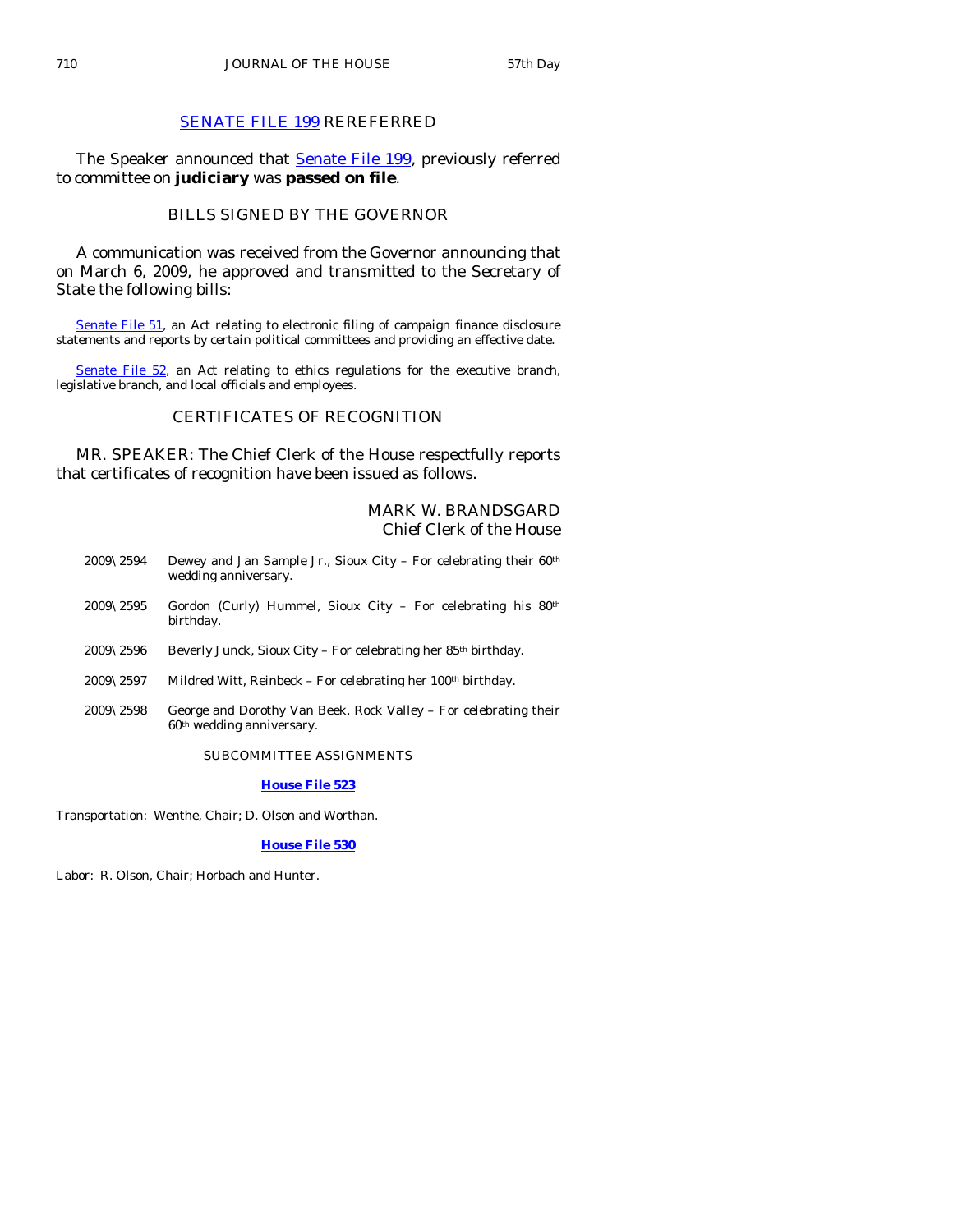## SENATE FILE 199 REREFERRED

The Speaker announced that Senate File 199, previously referred to committee on **judiciary** was **passed on file**.

## BILLS SIGNED BY THE GOVERNOR

A communication was received from the Governor announcing that on March 6, 2009, he approved and transmitted to the Secretary of State the following bills:

Senate File 51, an Act relating to electronic filing of campaign finance disclosure statements and reports by certain political committees and providing an effective date.

Senate File 52, an Act relating to ethics regulations for the executive branch, legislative branch, and local officials and employees.

## CERTIFICATES OF RECOGNITION

MR. SPEAKER: The Chief Clerk of the House respectfully reports that certificates of recognition have been issued as follows.

MARK W. BRANDSGARD
Chief Clerk of the House

2009\2594 Dewey and Jan Sample Jr., Sioux City – For celebrating their 60th wedding anniversary.

2009\2595 Gordon (Curly) Hummel, Sioux City – For celebrating his 80th birthday.

2009\2596 Beverly Junck, Sioux City – For celebrating her 85th birthday.

2009\2597 Mildred Witt, Reinbeck – For celebrating her 100th birthday.

2009\2598 George and Dorothy Van Beek, Rock Valley – For celebrating their 60th wedding anniversary.

### SUBCOMMITTEE ASSIGNMENTS

**House File 523**

Transportation: Wenthe, Chair; D. Olson and Worthan.

**House File 530**

Labor: R. Olson, Chair; Horbach and Hunter.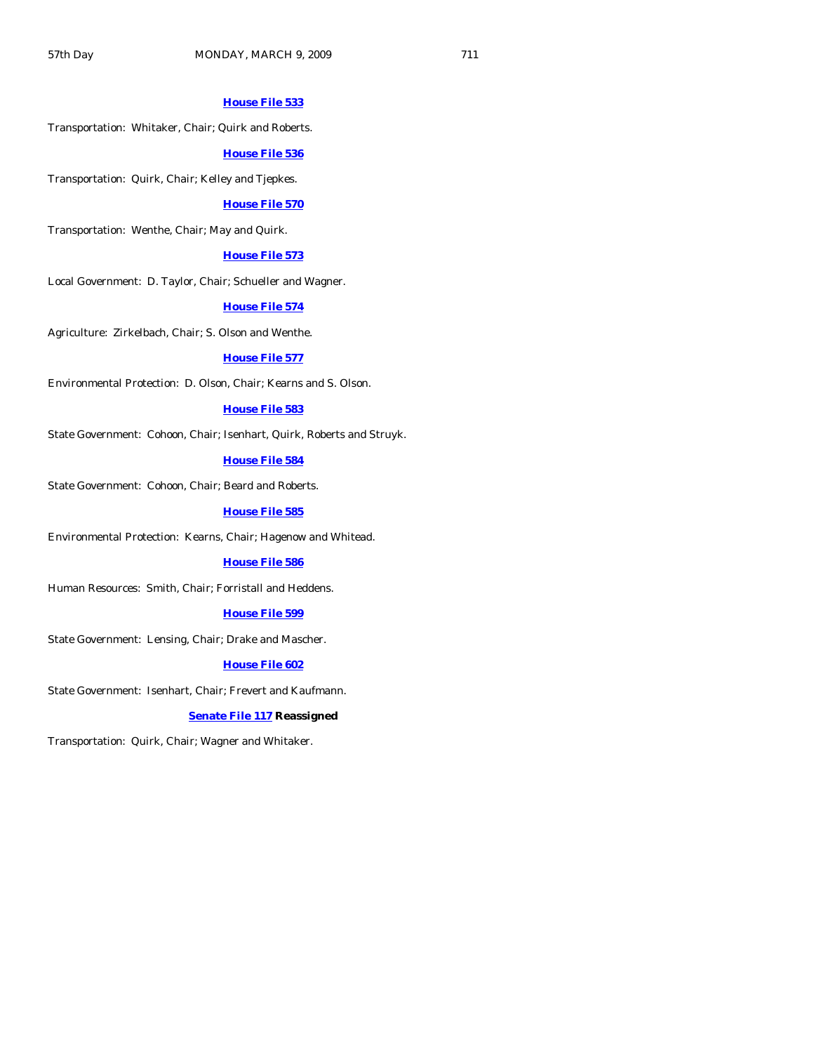**House File 533**

Transportation: Whitaker, Chair; Quirk and Roberts.

**House File 536**

Transportation: Quirk, Chair; Kelley and Tjepkes.

**House File 570**

Transportation: Wenthe, Chair; May and Quirk.

**House File 573**

Local Government: D. Taylor, Chair; Schueller and Wagner.

**House File 574**

Agriculture: Zirkelbach, Chair; S. Olson and Wenthe.

**House File 577**

Environmental Protection: D. Olson, Chair; Kearns and S. Olson.

**House File 583**

State Government: Cohoon, Chair; Isenhart, Quirk, Roberts and Struyk.

**House File 584**

State Government: Cohoon, Chair; Beard and Roberts.

**House File 585**

Environmental Protection: Kearns, Chair; Hagenow and Whitead.

**House File 586**

Human Resources: Smith, Chair; Forristall and Heddens.

**House File 599**

State Government: Lensing, Chair; Drake and Mascher.

**House File 602**

State Government: Isenhart, Chair; Frevert and Kaufmann.

**Senate File 117 Reassigned**

Transportation: Quirk, Chair; Wagner and Whitaker.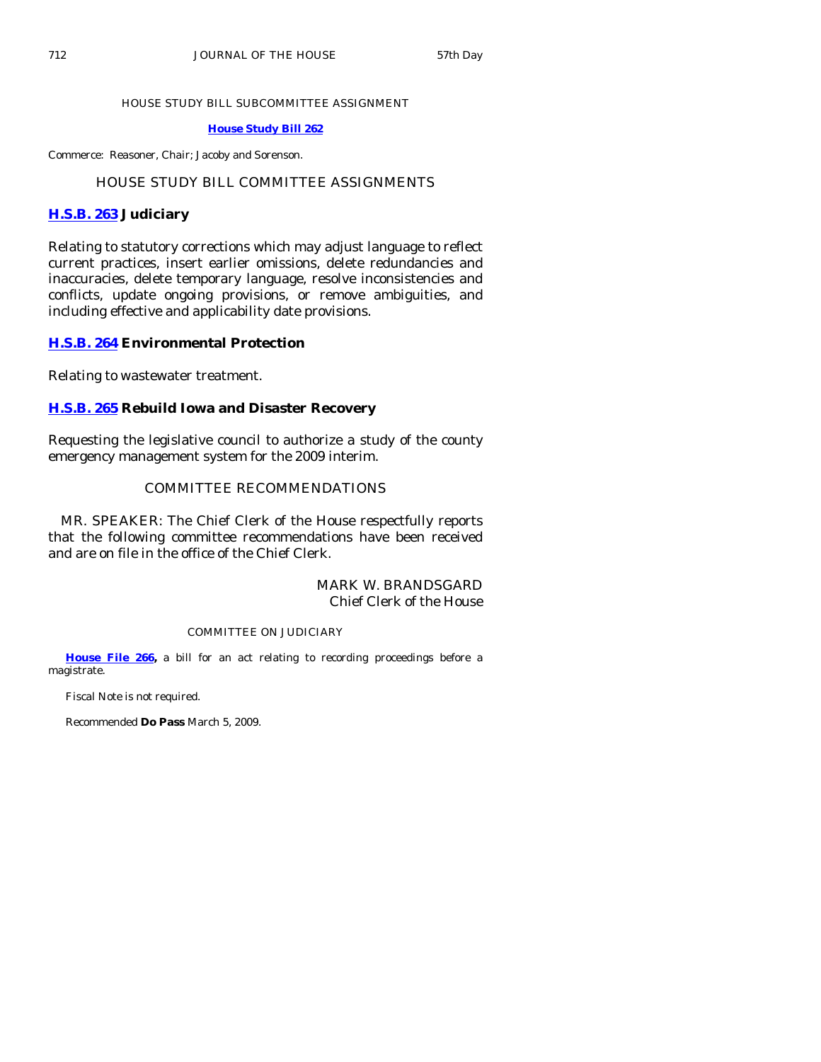## HOUSE STUDY BILL SUBCOMMITTEE ASSIGNMENT

**House Study Bill 262**

Commerce: Reasoner, Chair; Jacoby and Sorenson.

## HOUSE STUDY BILL COMMITTEE ASSIGNMENTS

### H.S.B. 263 Judiciary

Relating to statutory corrections which may adjust language to reflect current practices, insert earlier omissions, delete redundancies and inaccuracies, delete temporary language, resolve inconsistencies and conflicts, update ongoing provisions, or remove ambiguities, and including effective and applicability date provisions.

### H.S.B. 264 Environmental Protection

Relating to wastewater treatment.

### H.S.B. 265 Rebuild Iowa and Disaster Recovery

Requesting the legislative council to authorize a study of the county emergency management system for the 2009 interim.

## COMMITTEE RECOMMENDATIONS

MR. SPEAKER: The Chief Clerk of the House respectfully reports that the following committee recommendations have been received and are on file in the office of the Chief Clerk.

MARK W. BRANDSGARD
Chief Clerk of the House

### COMMITTEE ON JUDICIARY

**House File 266,** a bill for an act relating to recording proceedings before a magistrate.

Fiscal Note is not required.

Recommended **Do Pass** March 5, 2009.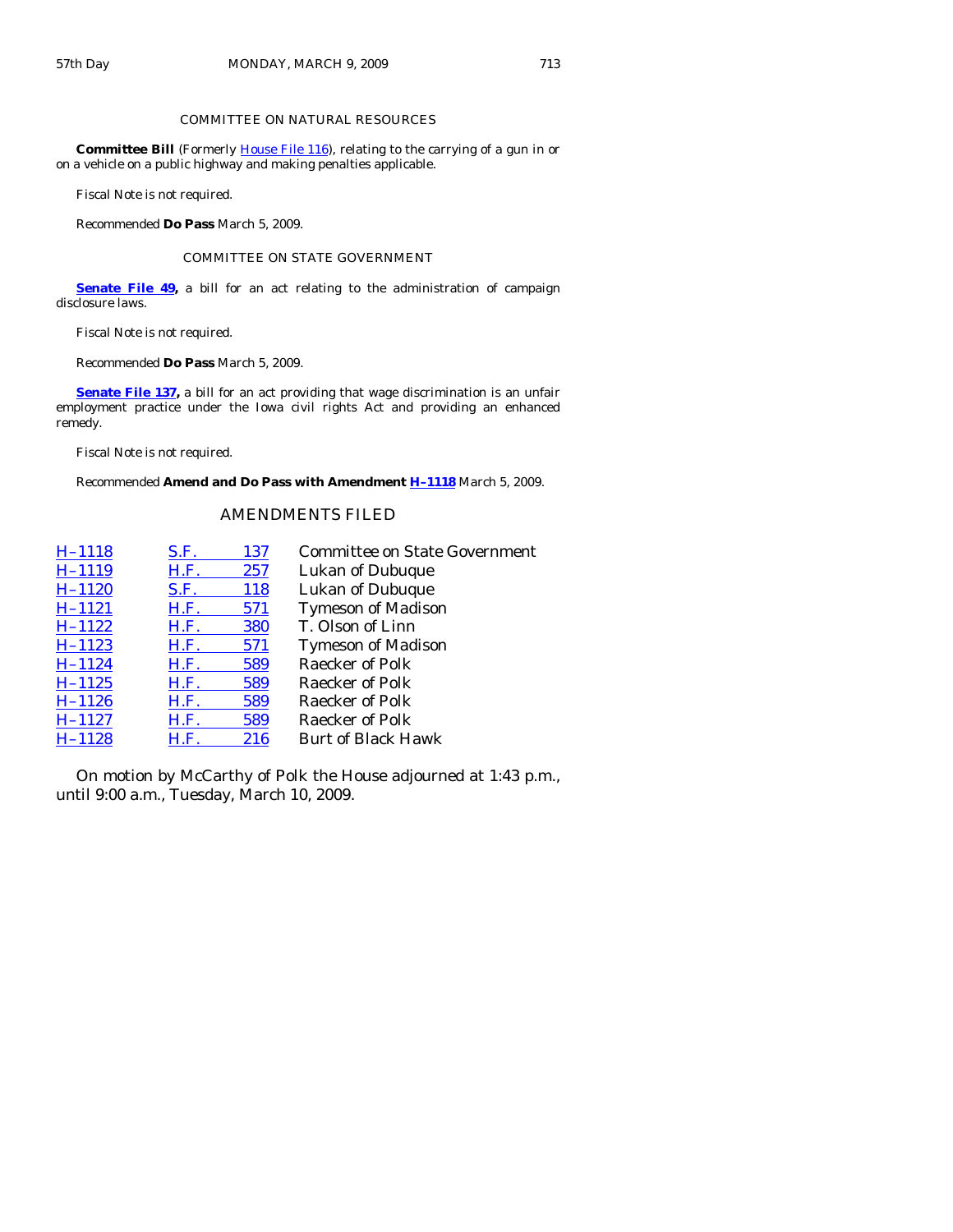COMMITTEE ON NATURAL RESOURCES

**Committee Bill** (Formerly House File 116), relating to the carrying of a gun in or on a vehicle on a public highway and making penalties applicable.

Fiscal Note is not required.

Recommended **Do Pass** March 5, 2009.

COMMITTEE ON STATE GOVERNMENT

**Senate File 49,** a bill for an act relating to the administration of campaign disclosure laws.

Fiscal Note is not required.

Recommended **Do Pass** March 5, 2009.

**Senate File 137,** a bill for an act providing that wage discrimination is an unfair employment practice under the Iowa civil rights Act and providing an enhanced remedy.

Fiscal Note is not required.

Recommended **Amend and Do Pass with Amendment H–1118** March 5, 2009.

## AMENDMENTS FILED

| | | | |
|---|---|---|---|
| H–1118 | S.F. | 137 | Committee on State Government |
| H–1119 | H.F. | 257 | Lukan of Dubuque |
| H–1120 | S.F. | 118 | Lukan of Dubuque |
| H–1121 | H.F. | 571 | Tymeson of Madison |
| H–1122 | H.F. | 380 | T. Olson of Linn |
| H–1123 | H.F. | 571 | Tymeson of Madison |
| H–1124 | H.F. | 589 | Raecker of Polk |
| H–1125 | H.F. | 589 | Raecker of Polk |
| H–1126 | H.F. | 589 | Raecker of Polk |
| H–1127 | H.F. | 589 | Raecker of Polk |
| H–1128 | H.F. | 216 | Burt of Black Hawk |

On motion by McCarthy of Polk the House adjourned at 1:43 p.m., until 9:00 a.m., Tuesday, March 10, 2009.